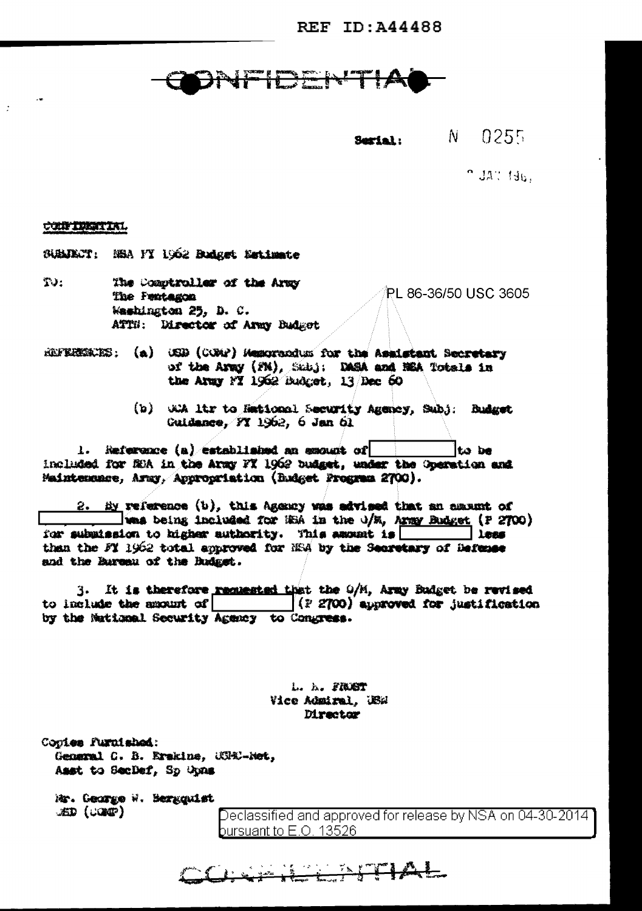REF ID:A44488

CONFIDENTIAL

Serial: N 0255

9 JAN 1961

CONFIDENTIAL

SUBJECT: NSA FY 1962 Budget Estimate

TO: The Comptroller of the Army
The Pentagon
Washington 25, D. C.
ATTN: Director of Army Budget

PL 86-36/50 USC 3605

REFERENCES: (a) OSD (COMP) Memorandum for the Assistant Secretary of the Army (FM), Subj: DASA and NSA Totals in the Army FY 1962 Budget, 13 Dec 60

(b) OCA ltr to National Security Agency, Subj: Budget Guidance, FY 1962, 6 Jan 61

1. Reference (a) established an amount of [ ] to be included for NSA in the Army FY 1962 budget, under the Operation and Maintenance, Army, Appropriation (Budget Program 2700).

2. By reference (b), this Agency was advised that an amount of [ ] was being included for NSA in the O/M, Army Budget (P 2700) for submission to higher authority. This amount is [ ] less than the FY 1962 total approved for NSA by the Secretary of Defense and the Bureau of the Budget.

3. It is therefore requested that the O/M, Army Budget be revised to include the amount of [ ] (P 2700) approved for justification by the National Security Agency to Congress.

L. H. FROST
Vice Admiral, USN
Director

Copies Furnished:
General G. B. Erskine, USMC-Ret,
Asst to SecDef, Sp Opns

Mr. George W. Bergquist
OSD (COMP)

Declassified and approved for release by NSA on 04-30-2014 pursuant to E.O. 13526

CONFIDENTIAL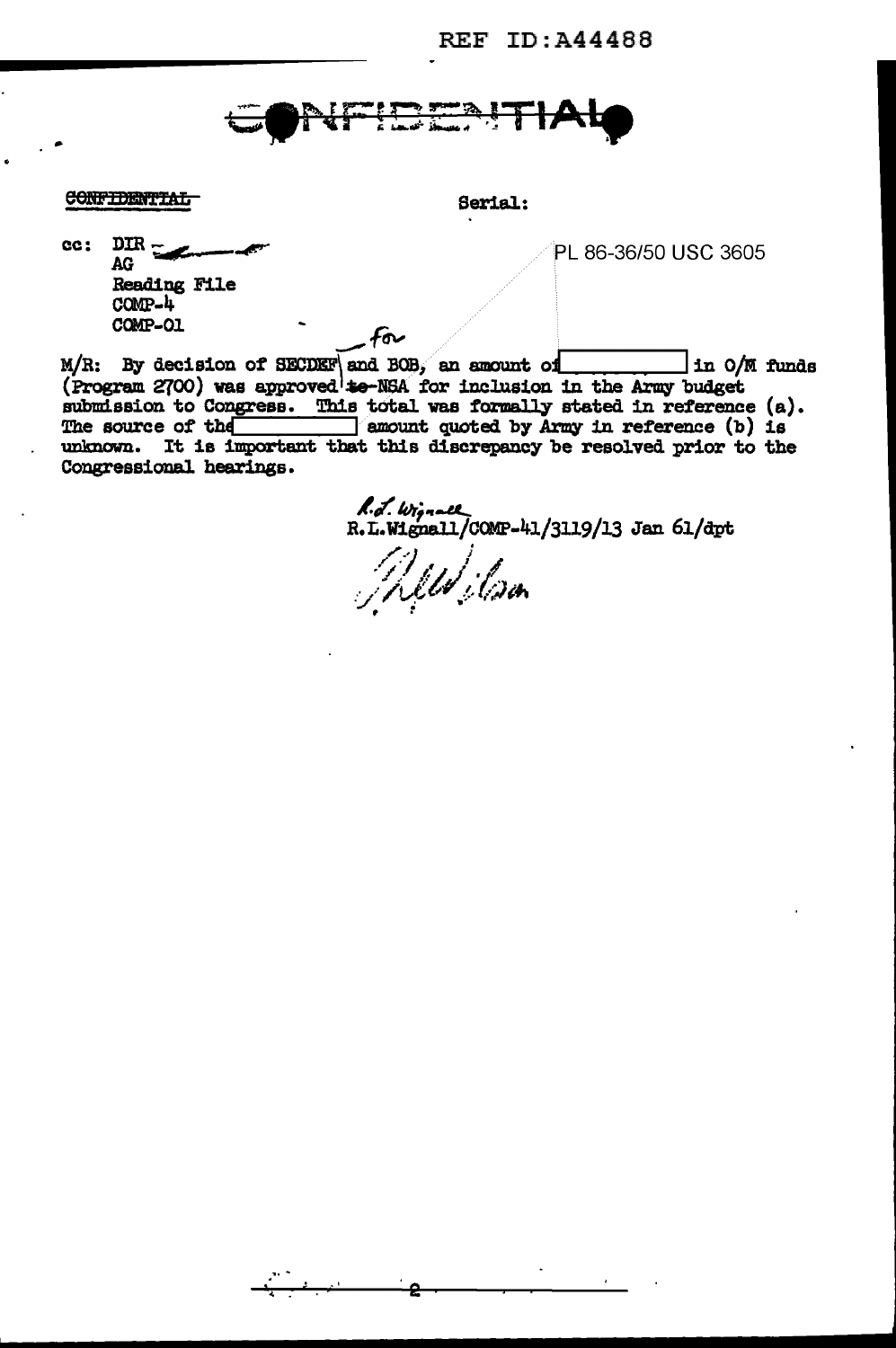REF ID:A44488

CONFIDENTIAL

~~CONFIDENTIAL~~ Serial:

cc: DIR
AG
Reading File
COMP-4
COMP-01

PL 86-36/50 USC 3605

M/R: By decision of SECDEF and BOB, an amount of [ ] in O/M funds (Program 2700) was approved ~~to~~ for NSA for inclusion in the Army budget submission to Congress. This total was formally stated in reference (a). The source of the [ ] amount quoted by Army in reference (b) is unknown. It is important that this discrepancy be resolved prior to the Congressional hearings.

R.L. Wignall
R.L.Wignall/COMP-41/3119/13 Jan 61/dpt

R.W. Wilson